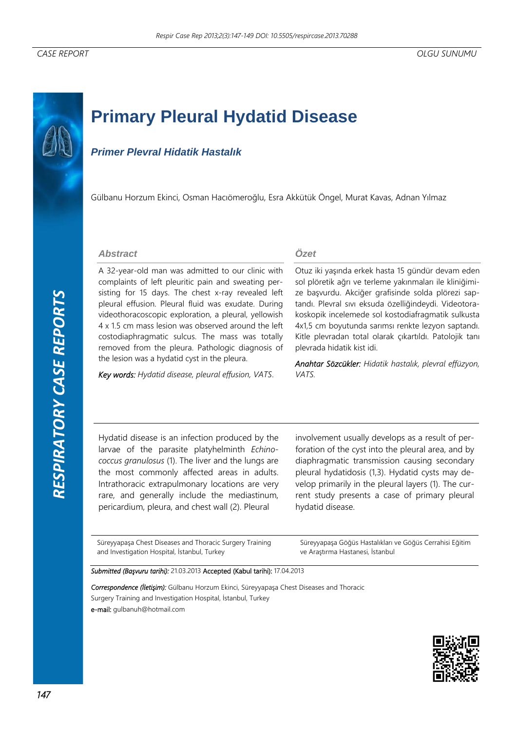CASE REPORT | OLGU SUNUMU

# Primary Pleural Hydatid Disease

## *Primer Plevral Hidatik Hastalık*

Gülbanu Horzum Ekinci, Osman Hacıömeroğlu, Esra Akkütük Öngel, Murat Kavas, Adnan Yılmaz

### Abstract

A 32-year-old man was admitted to our clinic with complaints of left pleuritic pain and sweating persisting for 15 days. The chest x-ray revealed left pleural effusion. Pleural fluid was exudate. During videothoracoscopic exploration, a pleural, yellowish 4 x 1.5 cm mass lesion was observed around the left costodiaphragmatic sulcus. The mass was totally removed from the pleura. Pathologic diagnosis of the lesion was a hydatid cyst in the pleura.

*Key words:* *Hydatid disease, pleural effusion, VATS.*

### Özet

Otuz iki yaşında erkek hasta 15 gündür devam eden sol plöretik ağrı ve terleme yakınmaları ile kliniğimize başvurdu. Akciğer grafisinde solda plörezi saptandı. Plevral sıvı eksuda özelliğindeydi. Videotorakoskopik incelemede sol kostodiafragmatik sulkusta 4x1,5 cm boyutunda sarımsı renkte lezyon saptandı. Kitle plevradan total olarak çıkartıldı. Patolojik tanı plevrada hidatik kist idi.

*Anahtar Sözcükler:* *Hidatik hastalık, plevral effüzyon, VATS.*

Hydatid disease is an infection produced by the larvae of the parasite platyhelminth *Echinococcus granulosus* (1). The liver and the lungs are the most commonly affected areas in adults. Intrathoracic extrapulmonary locations are very rare, and generally include the mediastinum, pericardium, pleura, and chest wall (2). Pleural involvement usually develops as a result of perforation of the cyst into the pleural area, and by diaphragmatic transmission causing secondary pleural hydatidosis (1,3). Hydatid cysts may develop primarily in the pleural layers (1). The current study presents a case of primary pleural hydatid disease.

Süreyyapaşa Chest Diseases and Thoracic Surgery Training and Investigation Hospital, İstanbul, Turkey

Süreyyapaşa Göğüs Hastalıkları ve Göğüs Cerrahisi Eğitim ve Araştırma Hastanesi, İstanbul

*Submitted (Başvuru tarihi):* 21.03.2013 Accepted (Kabul tarihi): 17.04.2013

*Correspondence (İletişim):* Gülbanu Horzum Ekinci, Süreyyapaşa Chest Diseases and Thoracic Surgery Training and Investigation Hospital, İstanbul, Turkey

e-mail: gulbanuh@hotmail.com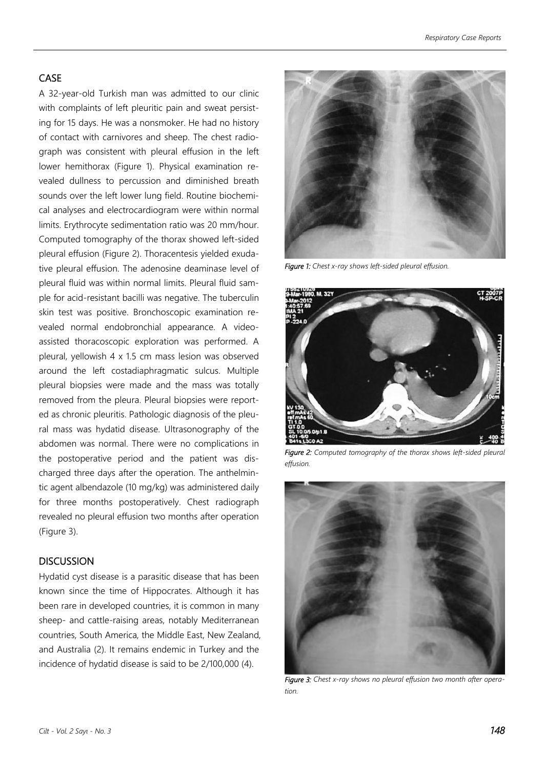## CASE

A 32-year-old Turkish man was admitted to our clinic with complaints of left pleuritic pain and sweat persisting for 15 days. He was a nonsmoker. He had no history of contact with carnivores and sheep. The chest radiograph was consistent with pleural effusion in the left lower hemithorax (Figure 1). Physical examination revealed dullness to percussion and diminished breath sounds over the left lower lung field. Routine biochemical analyses and electrocardiogram were within normal limits. Erythrocyte sedimentation ratio was 20 mm/hour. Computed tomography of the thorax showed left-sided pleural effusion (Figure 2). Thoracentesis yielded exudative pleural effusion. The adenosine deaminase level of pleural fluid was within normal limits. Pleural fluid sample for acid-resistant bacilli was negative. The tuberculin skin test was positive. Bronchoscopic examination revealed normal endobronchial appearance. A video-assisted thoracoscopic exploration was performed. A pleural, yellowish 4 x 1.5 cm mass lesion was observed around the left costadiaphragmatic sulcus. Multiple pleural biopsies were made and the mass was totally removed from the pleura. Pleural biopsies were reported as chronic pleuritis. Pathologic diagnosis of the pleural mass was hydatid disease. Ultrasonography of the abdomen was normal. There were no complications in the postoperative period and the patient was discharged three days after the operation. The anthelmintic agent albendazole (10 mg/kg) was administered daily for three months postoperatively. Chest radiograph revealed no pleural effusion two months after operation (Figure 3).

## DISCUSSION

Hydatid cyst disease is a parasitic disease that has been known since the time of Hippocrates. Although it has been rare in developed countries, it is common in many sheep- and cattle-raising areas, notably Mediterranean countries, South America, the Middle East, New Zealand, and Australia (2). It remains endemic in Turkey and the incidence of hydatid disease is said to be 2/100,000 (4).

*Figure 1: Chest x-ray shows left-sided pleural effusion.*

*Figure 2: Computed tomography of the thorax shows left-sided pleural effusion.*

*Figure 3: Chest x-ray shows no pleural effusion two month after operation.*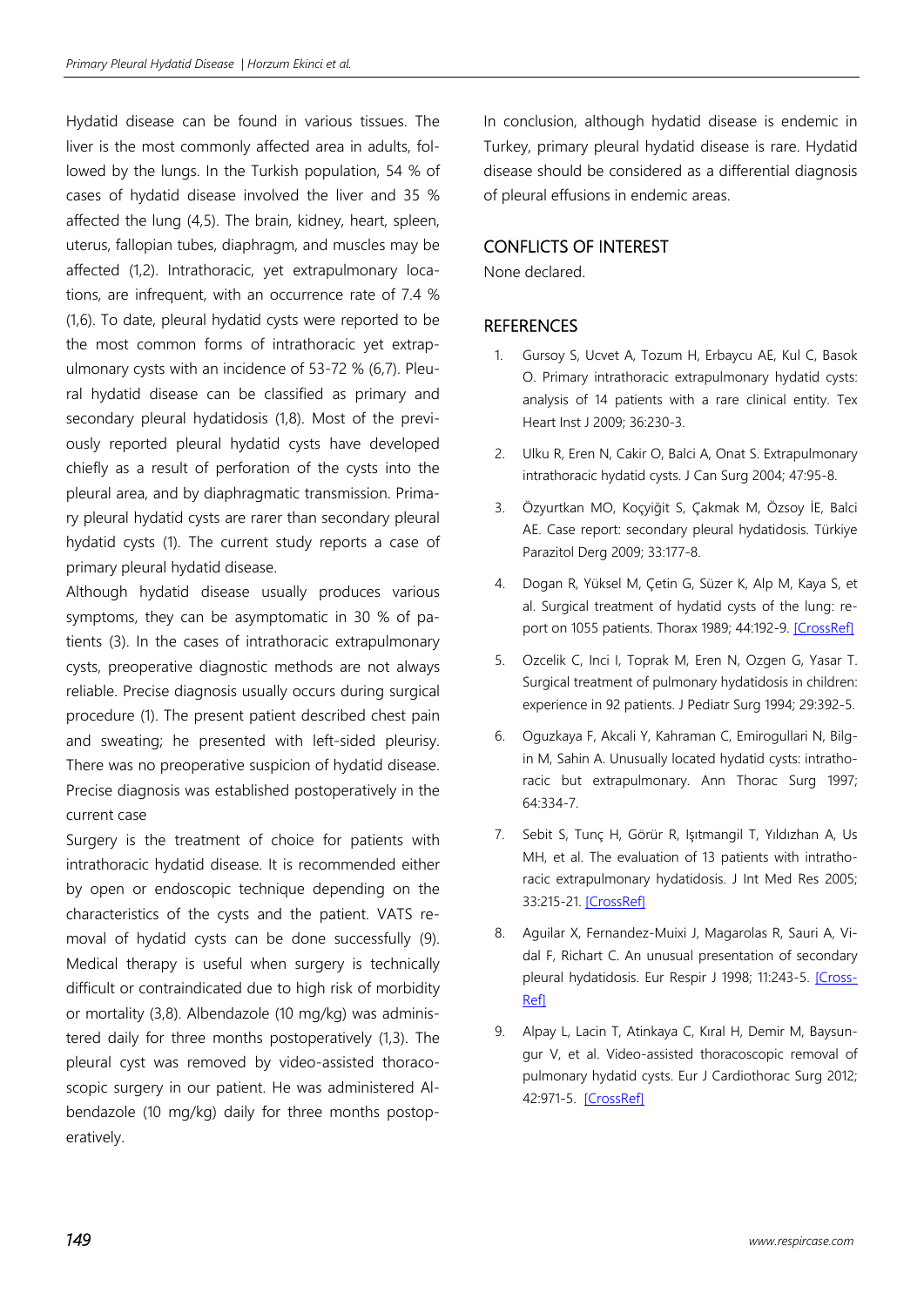Hydatid disease can be found in various tissues. The liver is the most commonly affected area in adults, followed by the lungs. In the Turkish population, 54 % of cases of hydatid disease involved the liver and 35 % affected the lung (4,5). The brain, kidney, heart, spleen, uterus, fallopian tubes, diaphragm, and muscles may be affected (1,2). Intrathoracic, yet extrapulmonary locations, are infrequent, with an occurrence rate of 7.4 % (1,6). To date, pleural hydatid cysts were reported to be the most common forms of intrathoracic yet extrapulmonary cysts with an incidence of 53-72 % (6,7). Pleural hydatid disease can be classified as primary and secondary pleural hydatidosis (1,8). Most of the previously reported pleural hydatid cysts have developed chiefly as a result of perforation of the cysts into the pleural area, and by diaphragmatic transmission. Primary pleural hydatid cysts are rarer than secondary pleural hydatid cysts (1). The current study reports a case of primary pleural hydatid disease.

Although hydatid disease usually produces various symptoms, they can be asymptomatic in 30 % of patients (3). In the cases of intrathoracic extrapulmonary cysts, preoperative diagnostic methods are not always reliable. Precise diagnosis usually occurs during surgical procedure (1). The present patient described chest pain and sweating; he presented with left-sided pleurisy. There was no preoperative suspicion of hydatid disease. Precise diagnosis was established postoperatively in the current case

Surgery is the treatment of choice for patients with intrathoracic hydatid disease. It is recommended either by open or endoscopic technique depending on the characteristics of the cysts and the patient. VATS removal of hydatid cysts can be done successfully (9). Medical therapy is useful when surgery is technically difficult or contraindicated due to high risk of morbidity or mortality (3,8). Albendazole (10 mg/kg) was administered daily for three months postoperatively (1,3). The pleural cyst was removed by video-assisted thoracoscopic surgery in our patient. He was administered Albendazole (10 mg/kg) daily for three months postoperatively.

In conclusion, although hydatid disease is endemic in Turkey, primary pleural hydatid disease is rare. Hydatid disease should be considered as a differential diagnosis of pleural effusions in endemic areas.

## CONFLICTS OF INTEREST

None declared.

## REFERENCES

1. Gursoy S, Ucvet A, Tozum H, Erbaycu AE, Kul C, Basok O. Primary intrathoracic extrapulmonary hydatid cysts: analysis of 14 patients with a rare clinical entity. Tex Heart Inst J 2009; 36:230-3.
2. Ulku R, Eren N, Cakir O, Balci A, Onat S. Extrapulmonary intrathoracic hydatid cysts. J Can Surg 2004; 47:95-8.
3. Özyurtkan MO, Koçyiğit S, Çakmak M, Özsoy İE, Balci AE. Case report: secondary pleural hydatidosis. Türkiye Parazitol Derg 2009; 33:177-8.
4. Dogan R, Yüksel M, Çetin G, Süzer K, Alp M, Kaya S, et al. Surgical treatment of hydatid cysts of the lung: report on 1055 patients. Thorax 1989; 44:192-9. [CrossRef]
5. Ozcelik C, Inci I, Toprak M, Eren N, Ozgen G, Yasar T. Surgical treatment of pulmonary hydatidosis in children: experience in 92 patients. J Pediatr Surg 1994; 29:392-5.
6. Oguzkaya F, Akcali Y, Kahraman C, Emirogullari N, Bilgin M, Sahin A. Unusually located hydatid cysts: intrathoracic but extrapulmonary. Ann Thorac Surg 1997; 64:334-7.
7. Sebit S, Tunç H, Görür R, Işıtmangil T, Yıldızhan A, Us MH, et al. The evaluation of 13 patients with intrathoracic extrapulmonary hydatidosis. J Int Med Res 2005; 33:215-21. [CrossRef]
8. Aguilar X, Fernandez-Muixi J, Magarolas R, Sauri A, Vidal F, Richart C. An unusual presentation of secondary pleural hydatidosis. Eur Respir J 1998; 11:243-5. [CrossRef]
9. Alpay L, Lacin T, Atinkaya C, Kıral H, Demir M, Baysungur V, et al. Video-assisted thoracoscopic removal of pulmonary hydatid cysts. Eur J Cardiothorac Surg 2012; 42:971-5. [CrossRef]